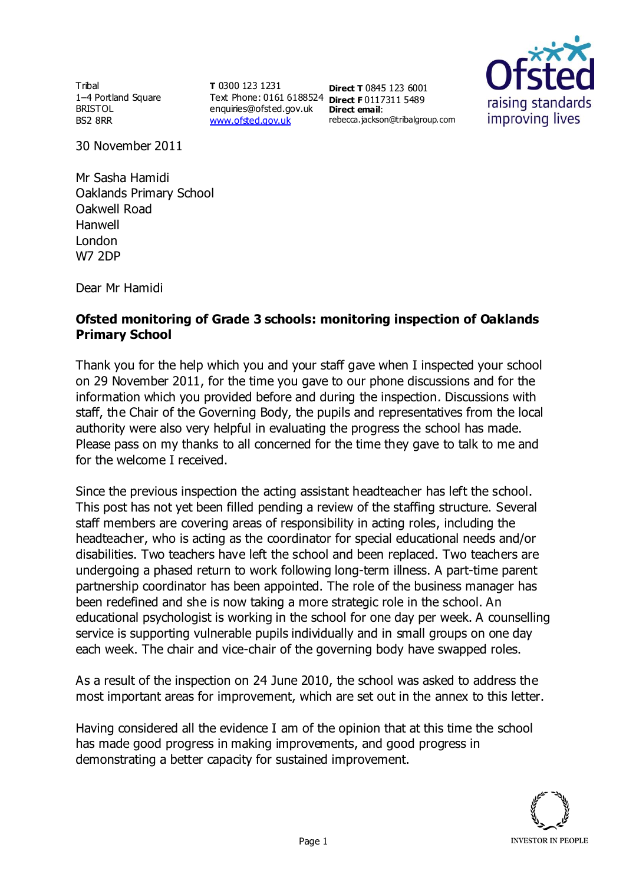Tribal
1–4 Portland Square
BRISTOL
BS2 8RR

**T** 0300 123 1231
Text Phone: 0161 6188524
enquiries@ofsted.gov.uk
[www.ofsted.gov.uk](http://www.ofsted.gov.uk)

**Direct T** 0845 123 6001
**Direct F** 0117311 5489
**Direct email**:
rebecca.jackson@tribalgroup.com

30 November 2011

Mr Sasha Hamidi
Oaklands Primary School
Oakwell Road
Hanwell
London
W7 2DP

Dear Mr Hamidi

**Ofsted monitoring of Grade 3 schools: monitoring inspection of Oaklands Primary School**

Thank you for the help which you and your staff gave when I inspected your school on 29 November 2011, for the time you gave to our phone discussions and for the information which you provided before and during the inspection. Discussions with staff, the Chair of the Governing Body, the pupils and representatives from the local authority were also very helpful in evaluating the progress the school has made. Please pass on my thanks to all concerned for the time they gave to talk to me and for the welcome I received.

Since the previous inspection the acting assistant headteacher has left the school. This post has not yet been filled pending a review of the staffing structure. Several staff members are covering areas of responsibility in acting roles, including the headteacher, who is acting as the coordinator for special educational needs and/or disabilities. Two teachers have left the school and been replaced. Two teachers are undergoing a phased return to work following long-term illness. A part-time parent partnership coordinator has been appointed. The role of the business manager has been redefined and she is now taking a more strategic role in the school. An educational psychologist is working in the school for one day per week. A counselling service is supporting vulnerable pupils individually and in small groups on one day each week. The chair and vice-chair of the governing body have swapped roles.

As a result of the inspection on 24 June 2010, the school was asked to address the most important areas for improvement, which are set out in the annex to this letter.

Having considered all the evidence I am of the opinion that at this time the school has made good progress in making improvements, and good progress in demonstrating a better capacity for sustained improvement.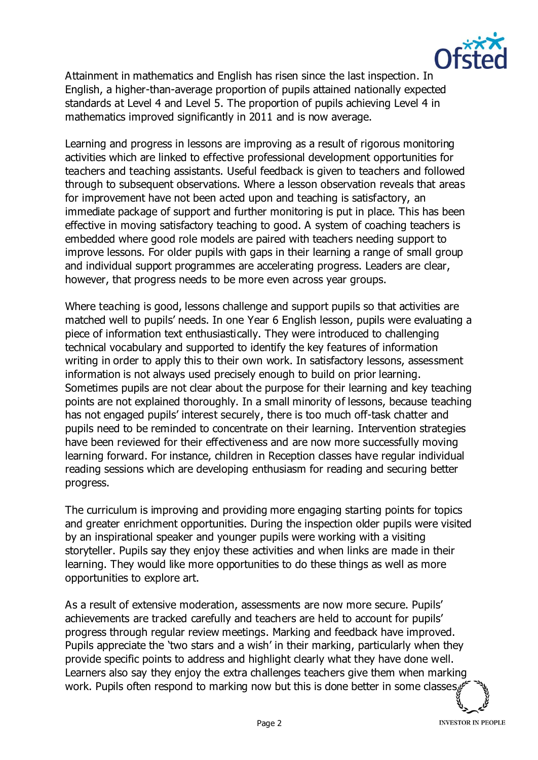Attainment in mathematics and English has risen since the last inspection. In English, a higher-than-average proportion of pupils attained nationally expected standards at Level 4 and Level 5. The proportion of pupils achieving Level 4 in mathematics improved significantly in 2011 and is now average.

Learning and progress in lessons are improving as a result of rigorous monitoring activities which are linked to effective professional development opportunities for teachers and teaching assistants. Useful feedback is given to teachers and followed through to subsequent observations. Where a lesson observation reveals that areas for improvement have not been acted upon and teaching is satisfactory, an immediate package of support and further monitoring is put in place. This has been effective in moving satisfactory teaching to good. A system of coaching teachers is embedded where good role models are paired with teachers needing support to improve lessons. For older pupils with gaps in their learning a range of small group and individual support programmes are accelerating progress. Leaders are clear, however, that progress needs to be more even across year groups.

Where teaching is good, lessons challenge and support pupils so that activities are matched well to pupils' needs. In one Year 6 English lesson, pupils were evaluating a piece of information text enthusiastically. They were introduced to challenging technical vocabulary and supported to identify the key features of information writing in order to apply this to their own work. In satisfactory lessons, assessment information is not always used precisely enough to build on prior learning. Sometimes pupils are not clear about the purpose for their learning and key teaching points are not explained thoroughly. In a small minority of lessons, because teaching has not engaged pupils' interest securely, there is too much off-task chatter and pupils need to be reminded to concentrate on their learning. Intervention strategies have been reviewed for their effectiveness and are now more successfully moving learning forward. For instance, children in Reception classes have regular individual reading sessions which are developing enthusiasm for reading and securing better progress.

The curriculum is improving and providing more engaging starting points for topics and greater enrichment opportunities. During the inspection older pupils were visited by an inspirational speaker and younger pupils were working with a visiting storyteller. Pupils say they enjoy these activities and when links are made in their learning. They would like more opportunities to do these things as well as more opportunities to explore art.

As a result of extensive moderation, assessments are now more secure. Pupils' achievements are tracked carefully and teachers are held to account for pupils' progress through regular review meetings. Marking and feedback have improved. Pupils appreciate the 'two stars and a wish' in their marking, particularly when they provide specific points to address and highlight clearly what they have done well. Learners also say they enjoy the extra challenges teachers give them when marking work. Pupils often respond to marking now but this is done better in some classes.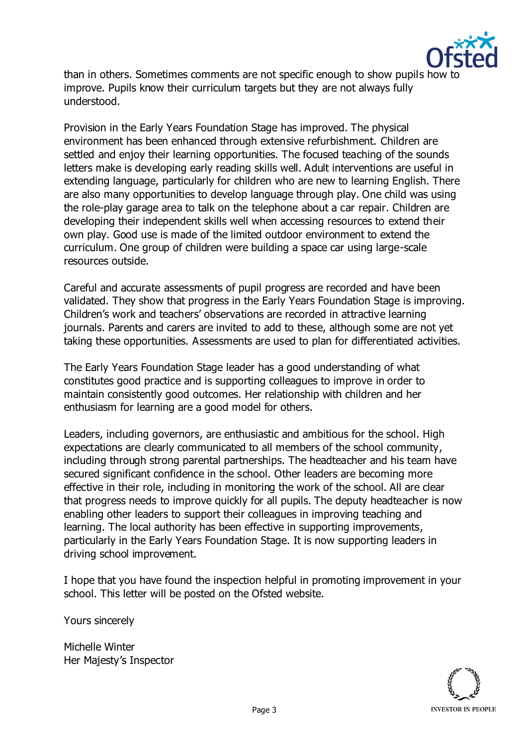than in others. Sometimes comments are not specific enough to show pupils how to improve. Pupils know their curriculum targets but they are not always fully understood.

Provision in the Early Years Foundation Stage has improved. The physical environment has been enhanced through extensive refurbishment. Children are settled and enjoy their learning opportunities. The focused teaching of the sounds letters make is developing early reading skills well. Adult interventions are useful in extending language, particularly for children who are new to learning English. There are also many opportunities to develop language through play. One child was using the role-play garage area to talk on the telephone about a car repair. Children are developing their independent skills well when accessing resources to extend their own play. Good use is made of the limited outdoor environment to extend the curriculum. One group of children were building a space car using large-scale resources outside.

Careful and accurate assessments of pupil progress are recorded and have been validated. They show that progress in the Early Years Foundation Stage is improving. Children's work and teachers' observations are recorded in attractive learning journals. Parents and carers are invited to add to these, although some are not yet taking these opportunities. Assessments are used to plan for differentiated activities.

The Early Years Foundation Stage leader has a good understanding of what constitutes good practice and is supporting colleagues to improve in order to maintain consistently good outcomes. Her relationship with children and her enthusiasm for learning are a good model for others.

Leaders, including governors, are enthusiastic and ambitious for the school. High expectations are clearly communicated to all members of the school community, including through strong parental partnerships. The headteacher and his team have secured significant confidence in the school. Other leaders are becoming more effective in their role, including in monitoring the work of the school. All are clear that progress needs to improve quickly for all pupils. The deputy headteacher is now enabling other leaders to support their colleagues in improving teaching and learning. The local authority has been effective in supporting improvements, particularly in the Early Years Foundation Stage. It is now supporting leaders in driving school improvement.

I hope that you have found the inspection helpful in promoting improvement in your school. This letter will be posted on the Ofsted website.

Yours sincerely

Michelle Winter
Her Majesty's Inspector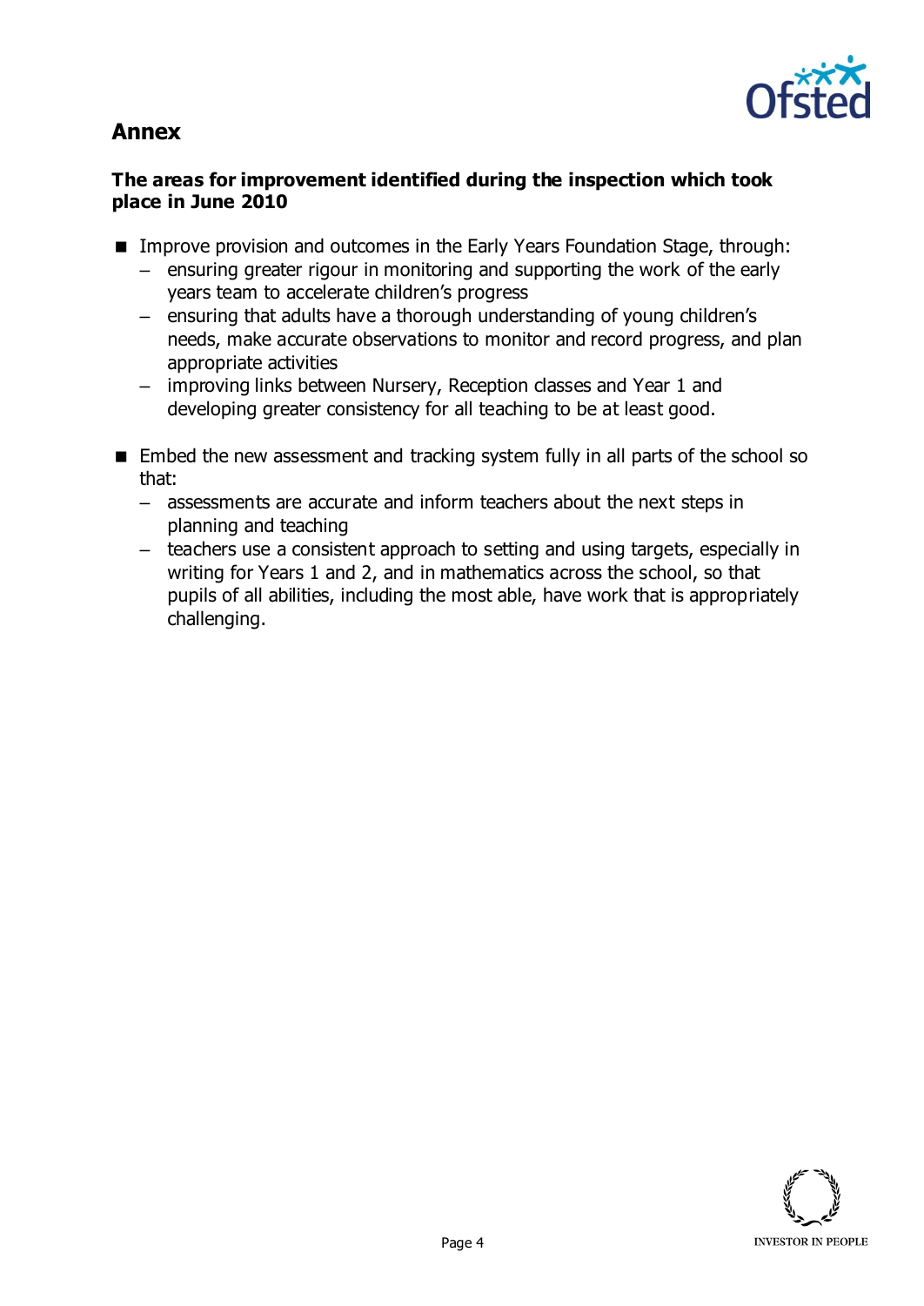## Annex

### The areas for improvement identified during the inspection which took place in June 2010

- Improve provision and outcomes in the Early Years Foundation Stage, through:
  - ensuring greater rigour in monitoring and supporting the work of the early years team to accelerate children's progress
  - ensuring that adults have a thorough understanding of young children's needs, make accurate observations to monitor and record progress, and plan appropriate activities
  - improving links between Nursery, Reception classes and Year 1 and developing greater consistency for all teaching to be at least good.

- Embed the new assessment and tracking system fully in all parts of the school so that:
  - assessments are accurate and inform teachers about the next steps in planning and teaching
  - teachers use a consistent approach to setting and using targets, especially in writing for Years 1 and 2, and in mathematics across the school, so that pupils of all abilities, including the most able, have work that is appropriately challenging.